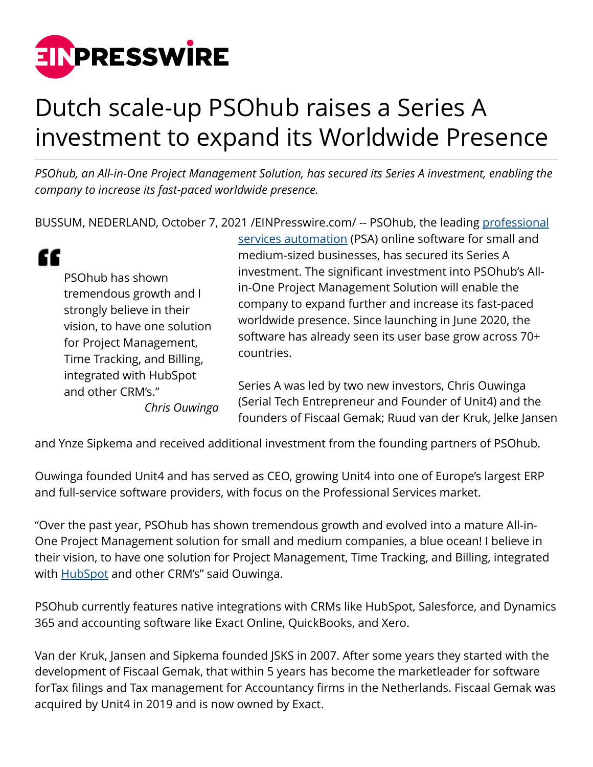# Dutch scale-up PSOhub raises a Series A investment to expand its Worldwide Presence

*PSOhub, an All-in-One Project Management Solution, has secured its Series A investment, enabling the company to increase its fast-paced worldwide presence.*

BUSSUM, NEDERLAND, October 7, 2021 /EINPresswire.com/ -- PSOhub, the leading professional services automation (PSA) online software for small and medium-sized businesses, has secured its Series A investment. The significant investment into PSOhub's All-in-One Project Management Solution will enable the company to expand further and increase its fast-paced worldwide presence. Since launching in June 2020, the software has already seen its user base grow across 70+ countries.

> PSOhub has shown tremendous growth and I strongly believe in their vision, to have one solution for Project Management, Time Tracking, and Billing, integrated with HubSpot and other CRM's."
>
> *Chris Ouwinga*

Series A was led by two new investors, Chris Ouwinga (Serial Tech Entrepreneur and Founder of Unit4) and the founders of Fiscaal Gemak; Ruud van der Kruk, Jelke Jansen and Ynze Sipkema and received additional investment from the founding partners of PSOhub.

Ouwinga founded Unit4 and has served as CEO, growing Unit4 into one of Europe's largest ERP and full-service software providers, with focus on the Professional Services market.

"Over the past year, PSOhub has shown tremendous growth and evolved into a mature All-in-One Project Management solution for small and medium companies, a blue ocean! I believe in their vision, to have one solution for Project Management, Time Tracking, and Billing, integrated with HubSpot and other CRM's" said Ouwinga.

PSOhub currently features native integrations with CRMs like HubSpot, Salesforce, and Dynamics 365 and accounting software like Exact Online, QuickBooks, and Xero.

Van der Kruk, Jansen and Sipkema founded JSKS in 2007. After some years they started with the development of Fiscaal Gemak, that within 5 years has become the marketleader for software forTax filings and Tax management for Accountancy firms in the Netherlands. Fiscaal Gemak was acquired by Unit4 in 2019 and is now owned by Exact.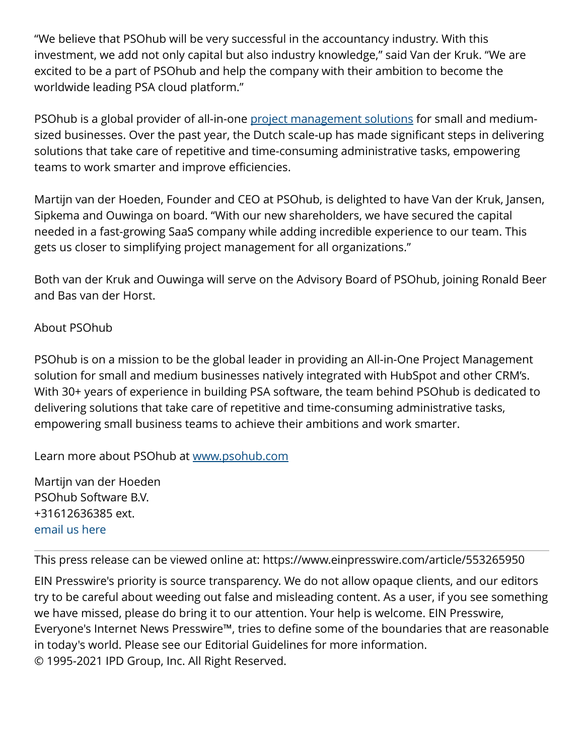“We believe that PSOhub will be very successful in the accountancy industry. With this investment, we add not only capital but also industry knowledge,” said Van der Kruk. “We are excited to be a part of PSOhub and help the company with their ambition to become the worldwide leading PSA cloud platform.”

PSOhub is a global provider of all-in-one [project management solutions](#) for small and medium-sized businesses. Over the past year, the Dutch scale-up has made significant steps in delivering solutions that take care of repetitive and time-consuming administrative tasks, empowering teams to work smarter and improve efficiencies.

Martijn van der Hoeden, Founder and CEO at PSOhub, is delighted to have Van der Kruk, Jansen, Sipkema and Ouwinga on board. “With our new shareholders, we have secured the capital needed in a fast-growing SaaS company while adding incredible experience to our team. This gets us closer to simplifying project management for all organizations.”

Both van der Kruk and Ouwinga will serve on the Advisory Board of PSOhub, joining Ronald Beer and Bas van der Horst.

About PSOhub

PSOhub is on a mission to be the global leader in providing an All-in-One Project Management solution for small and medium businesses natively integrated with HubSpot and other CRM’s. With 30+ years of experience in building PSA software, the team behind PSOhub is dedicated to delivering solutions that take care of repetitive and time-consuming administrative tasks, empowering small business teams to achieve their ambitions and work smarter.

Learn more about PSOhub at [www.psohub.com](http://www.psohub.com)

Martijn van der Hoeden
PSOhub Software B.V.
+31612636385 ext.
email us here

---

This press release can be viewed online at: https://www.einpresswire.com/article/553265950

EIN Presswire's priority is source transparency. We do not allow opaque clients, and our editors try to be careful about weeding out false and misleading content. As a user, if you see something we have missed, please do bring it to our attention. Your help is welcome. EIN Presswire, Everyone's Internet News Presswire™, tries to define some of the boundaries that are reasonable in today's world. Please see our Editorial Guidelines for more information.
© 1995-2021 IPD Group, Inc. All Right Reserved.